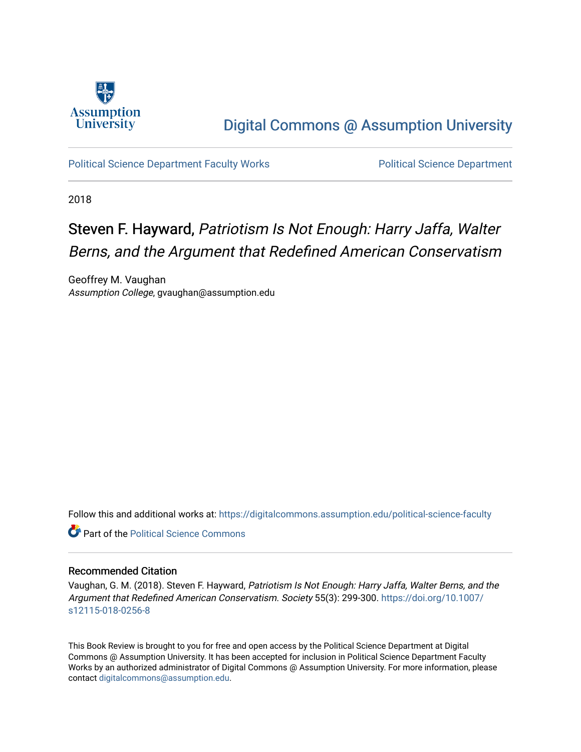Assumption University

Digital Commons @ Assumption University

Political Science Department Faculty Works | Political Science Department

2018

# Steven F. Hayward, *Patriotism Is Not Enough: Harry Jaffa, Walter Berns, and the Argument that Redefined American Conservatism*

Geoffrey M. Vaughan
*Assumption College*, gvaughan@assumption.edu

Follow this and additional works at: https://digitalcommons.assumption.edu/political-science-faculty

Part of the Political Science Commons

## Recommended Citation

Vaughan, G. M. (2018). Steven F. Hayward, *Patriotism Is Not Enough: Harry Jaffa, Walter Berns, and the Argument that Redefined American Conservatism*. *Society* 55(3): 299-300. https://doi.org/10.1007/s12115-018-0256-8

This Book Review is brought to you for free and open access by the Political Science Department at Digital Commons @ Assumption University. It has been accepted for inclusion in Political Science Department Faculty Works by an authorized administrator of Digital Commons @ Assumption University. For more information, please contact digitalcommons@assumption.edu.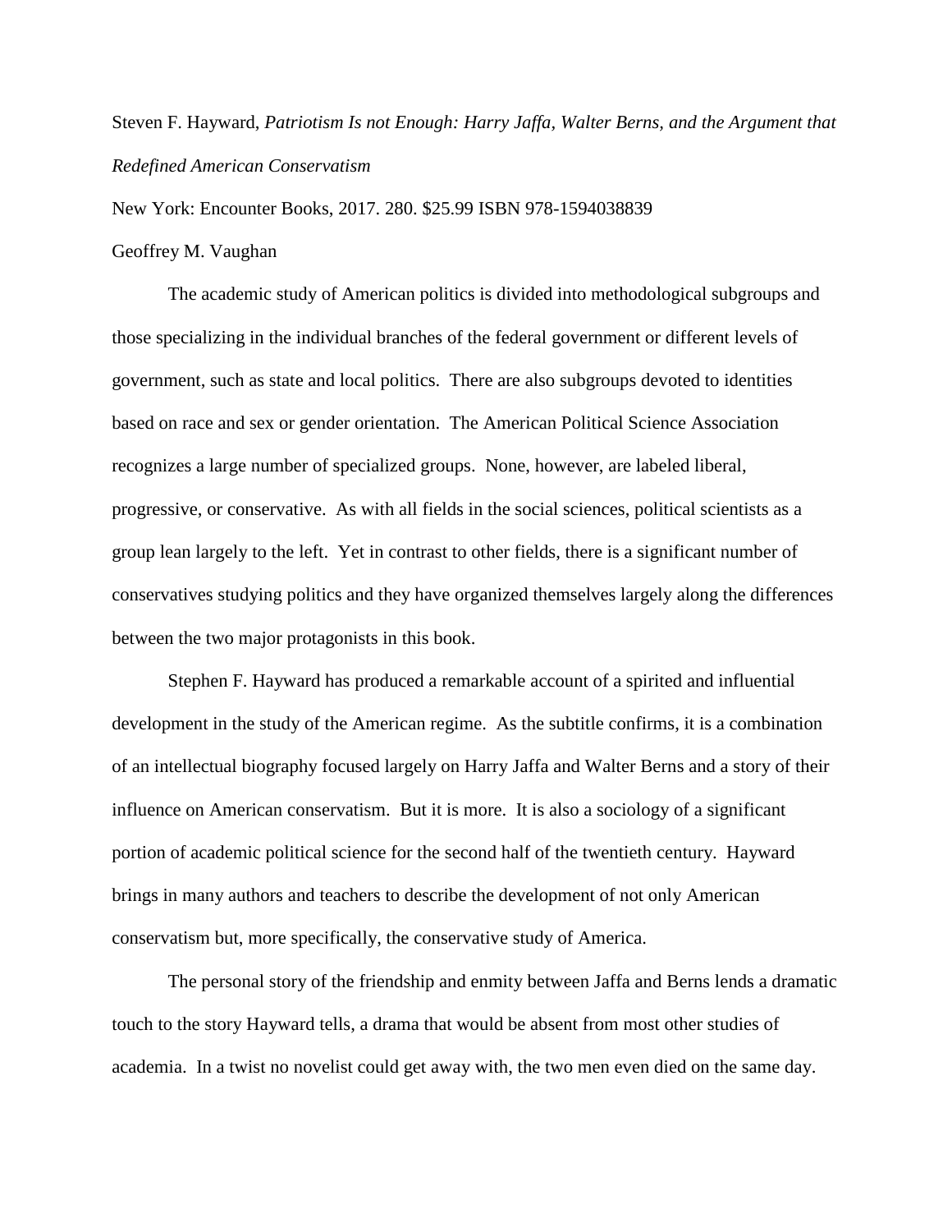Steven F. Hayward, *Patriotism Is not Enough: Harry Jaffa, Walter Berns, and the Argument that Redefined American Conservatism*

New York: Encounter Books, 2017. 280. $25.99 ISBN 978-1594038839

Geoffrey M. Vaughan

The academic study of American politics is divided into methodological subgroups and those specializing in the individual branches of the federal government or different levels of government, such as state and local politics. There are also subgroups devoted to identities based on race and sex or gender orientation. The American Political Science Association recognizes a large number of specialized groups. None, however, are labeled liberal, progressive, or conservative. As with all fields in the social sciences, political scientists as a group lean largely to the left. Yet in contrast to other fields, there is a significant number of conservatives studying politics and they have organized themselves largely along the differences between the two major protagonists in this book.

Stephen F. Hayward has produced a remarkable account of a spirited and influential development in the study of the American regime. As the subtitle confirms, it is a combination of an intellectual biography focused largely on Harry Jaffa and Walter Berns and a story of their influence on American conservatism. But it is more. It is also a sociology of a significant portion of academic political science for the second half of the twentieth century. Hayward brings in many authors and teachers to describe the development of not only American conservatism but, more specifically, the conservative study of America.

The personal story of the friendship and enmity between Jaffa and Berns lends a dramatic touch to the story Hayward tells, a drama that would be absent from most other studies of academia. In a twist no novelist could get away with, the two men even died on the same day.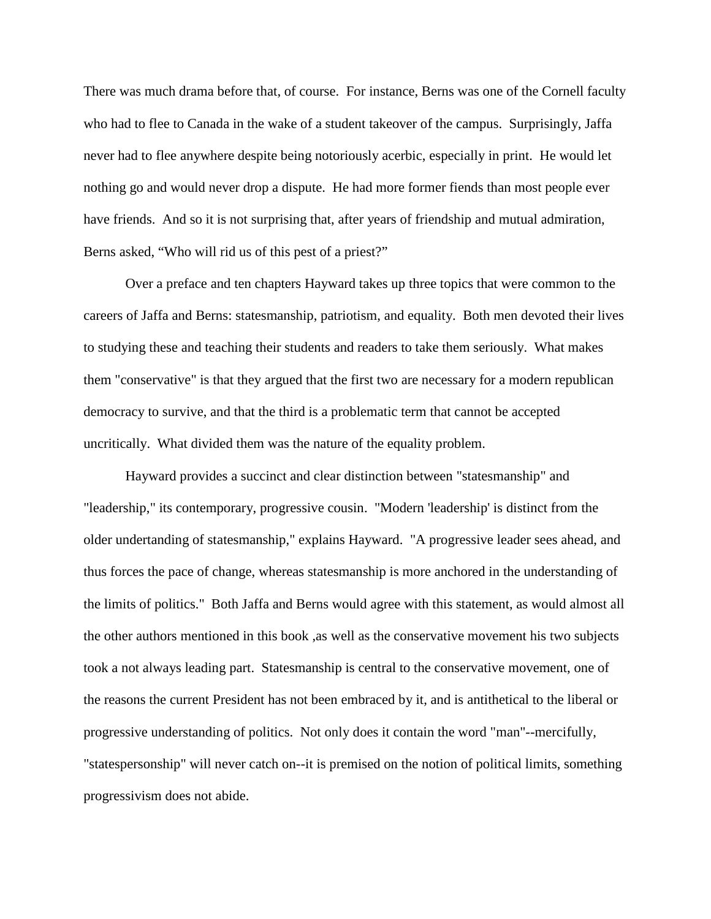There was much drama before that, of course. For instance, Berns was one of the Cornell faculty who had to flee to Canada in the wake of a student takeover of the campus. Surprisingly, Jaffa never had to flee anywhere despite being notoriously acerbic, especially in print. He would let nothing go and would never drop a dispute. He had more former fiends than most people ever have friends. And so it is not surprising that, after years of friendship and mutual admiration, Berns asked, "Who will rid us of this pest of a priest?"

Over a preface and ten chapters Hayward takes up three topics that were common to the careers of Jaffa and Berns: statesmanship, patriotism, and equality. Both men devoted their lives to studying these and teaching their students and readers to take them seriously. What makes them "conservative" is that they argued that the first two are necessary for a modern republican democracy to survive, and that the third is a problematic term that cannot be accepted uncritically. What divided them was the nature of the equality problem.

Hayward provides a succinct and clear distinction between "statesmanship" and "leadership," its contemporary, progressive cousin. "Modern 'leadership' is distinct from the older undertanding of statesmanship," explains Hayward. "A progressive leader sees ahead, and thus forces the pace of change, whereas statesmanship is more anchored in the understanding of the limits of politics." Both Jaffa and Berns would agree with this statement, as would almost all the other authors mentioned in this book ,as well as the conservative movement his two subjects took a not always leading part. Statesmanship is central to the conservative movement, one of the reasons the current President has not been embraced by it, and is antithetical to the liberal or progressive understanding of politics. Not only does it contain the word "man"--mercifully, "statespersonship" will never catch on--it is premised on the notion of political limits, something progressivism does not abide.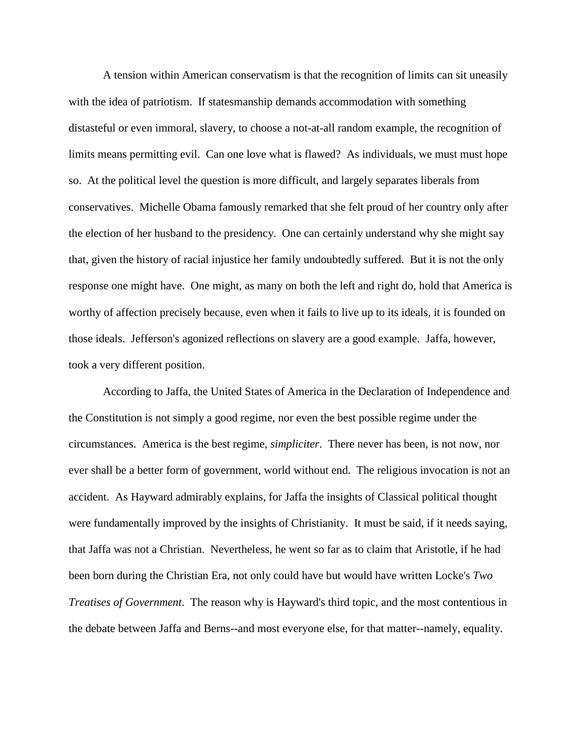A tension within American conservatism is that the recognition of limits can sit uneasily with the idea of patriotism. If statesmanship demands accommodation with something distasteful or even immoral, slavery, to choose a not-at-all random example, the recognition of limits means permitting evil. Can one love what is flawed? As individuals, we must must hope so. At the political level the question is more difficult, and largely separates liberals from conservatives. Michelle Obama famously remarked that she felt proud of her country only after the election of her husband to the presidency. One can certainly understand why she might say that, given the history of racial injustice her family undoubtedly suffered. But it is not the only response one might have. One might, as many on both the left and right do, hold that America is worthy of affection precisely because, even when it fails to live up to its ideals, it is founded on those ideals. Jefferson's agonized reflections on slavery are a good example. Jaffa, however, took a very different position.

According to Jaffa, the United States of America in the Declaration of Independence and the Constitution is not simply a good regime, nor even the best possible regime under the circumstances. America is the best regime, *simpliciter*. There never has been, is not now, nor ever shall be a better form of government, world without end. The religious invocation is not an accident. As Hayward admirably explains, for Jaffa the insights of Classical political thought were fundamentally improved by the insights of Christianity. It must be said, if it needs saying, that Jaffa was not a Christian. Nevertheless, he went so far as to claim that Aristotle, if he had been born during the Christian Era, not only could have but would have written Locke's *Two Treatises of Government*. The reason why is Hayward's third topic, and the most contentious in the debate between Jaffa and Berns--and most everyone else, for that matter--namely, equality.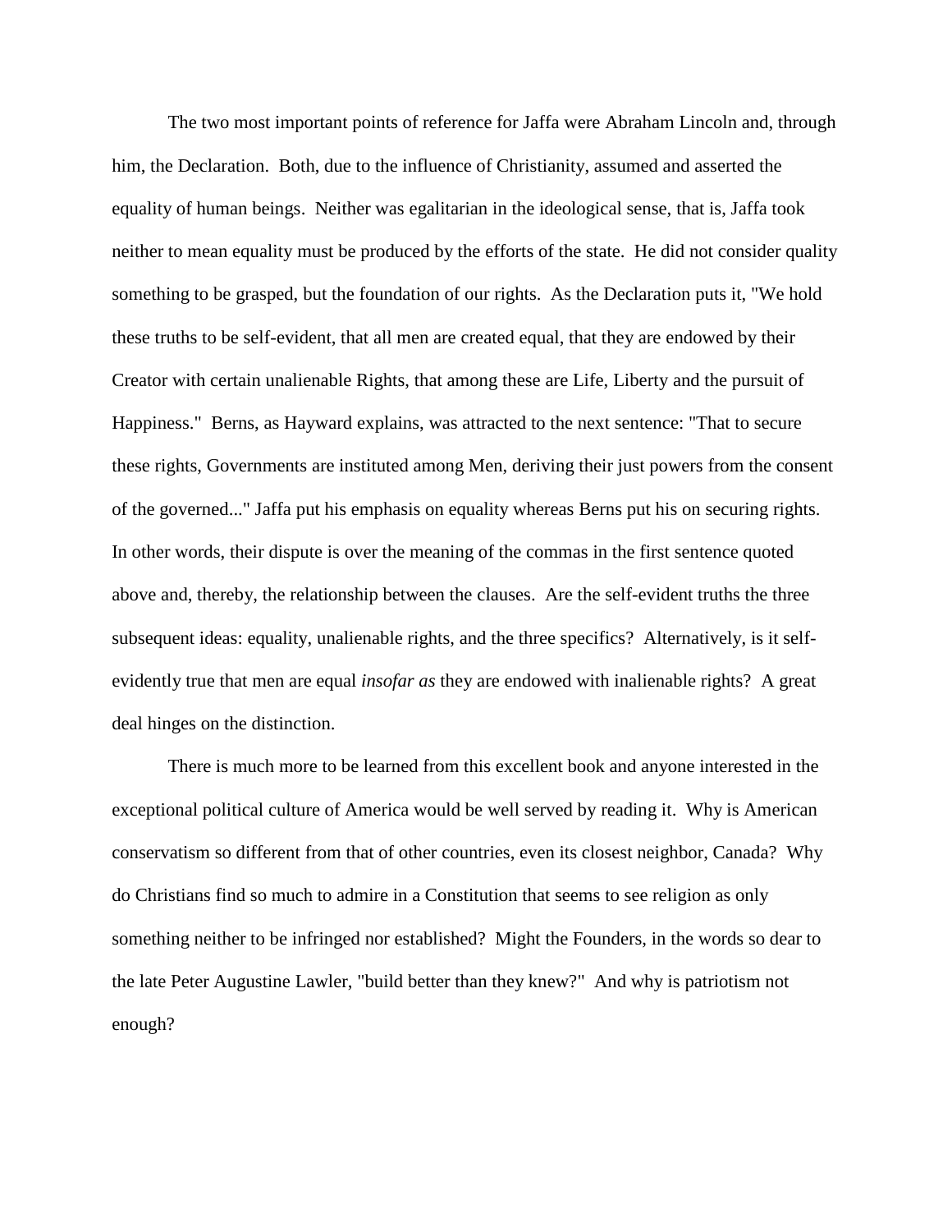The two most important points of reference for Jaffa were Abraham Lincoln and, through him, the Declaration. Both, due to the influence of Christianity, assumed and asserted the equality of human beings. Neither was egalitarian in the ideological sense, that is, Jaffa took neither to mean equality must be produced by the efforts of the state. He did not consider quality something to be grasped, but the foundation of our rights. As the Declaration puts it, "We hold these truths to be self-evident, that all men are created equal, that they are endowed by their Creator with certain unalienable Rights, that among these are Life, Liberty and the pursuit of Happiness." Berns, as Hayward explains, was attracted to the next sentence: "That to secure these rights, Governments are instituted among Men, deriving their just powers from the consent of the governed..." Jaffa put his emphasis on equality whereas Berns put his on securing rights. In other words, their dispute is over the meaning of the commas in the first sentence quoted above and, thereby, the relationship between the clauses. Are the self-evident truths the three subsequent ideas: equality, unalienable rights, and the three specifics? Alternatively, is it self-evidently true that men are equal *insofar as* they are endowed with inalienable rights? A great deal hinges on the distinction.

There is much more to be learned from this excellent book and anyone interested in the exceptional political culture of America would be well served by reading it. Why is American conservatism so different from that of other countries, even its closest neighbor, Canada? Why do Christians find so much to admire in a Constitution that seems to see religion as only something neither to be infringed nor established? Might the Founders, in the words so dear to the late Peter Augustine Lawler, "build better than they knew?" And why is patriotism not enough?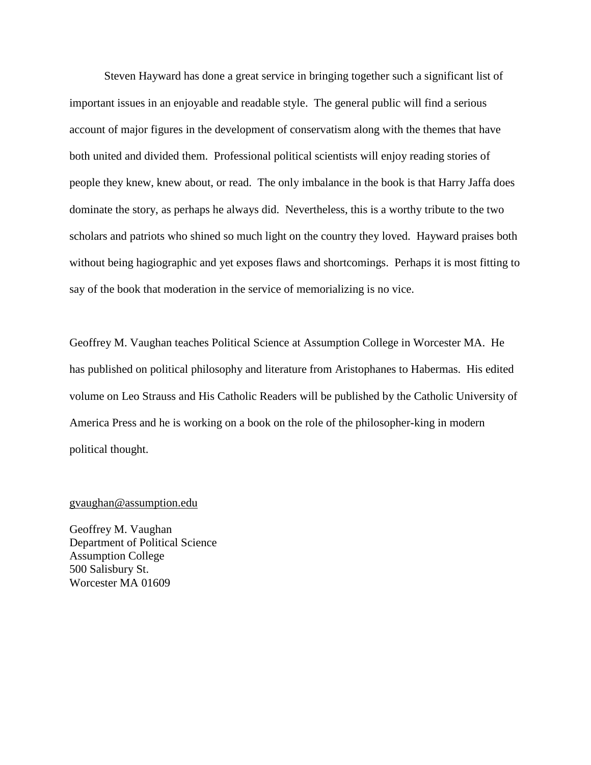Steven Hayward has done a great service in bringing together such a significant list of important issues in an enjoyable and readable style. The general public will find a serious account of major figures in the development of conservatism along with the themes that have both united and divided them. Professional political scientists will enjoy reading stories of people they knew, knew about, or read. The only imbalance in the book is that Harry Jaffa does dominate the story, as perhaps he always did. Nevertheless, this is a worthy tribute to the two scholars and patriots who shined so much light on the country they loved. Hayward praises both without being hagiographic and yet exposes flaws and shortcomings. Perhaps it is most fitting to say of the book that moderation in the service of memorializing is no vice.

Geoffrey M. Vaughan teaches Political Science at Assumption College in Worcester MA. He has published on political philosophy and literature from Aristophanes to Habermas. His edited volume on Leo Strauss and His Catholic Readers will be published by the Catholic University of America Press and he is working on a book on the role of the philosopher-king in modern political thought.

gvaughan@assumption.edu

Geoffrey M. Vaughan  
Department of Political Science  
Assumption College  
500 Salisbury St.  
Worcester MA 01609